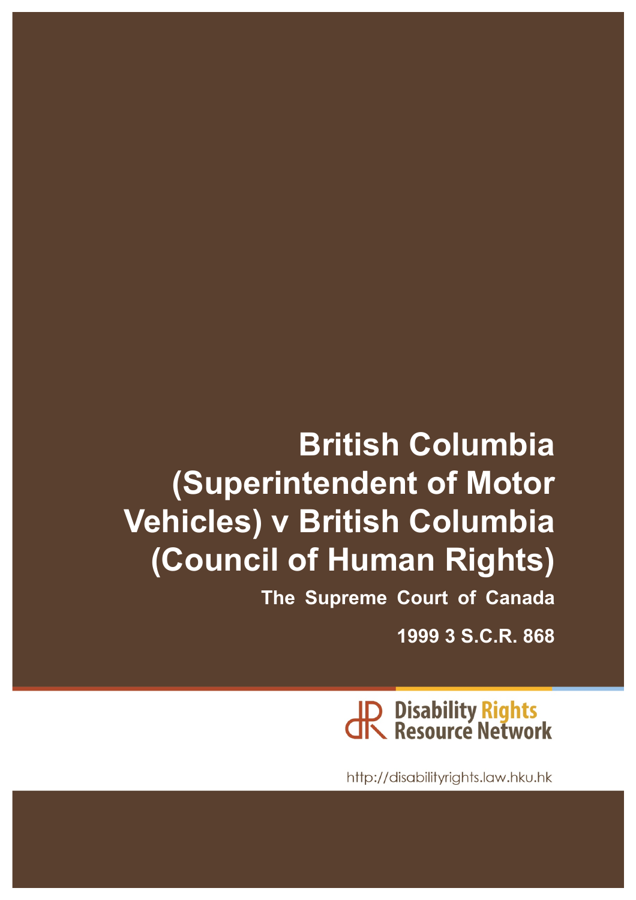# British Columbia (Superintendent of Motor Vehicles) v British Columbia (Council of Human Rights)

**The Supreme Court of Canada**

**1999 3 S.C.R. 868**

Disability Rights Resource Network

http://disabilityrights.law.hku.hk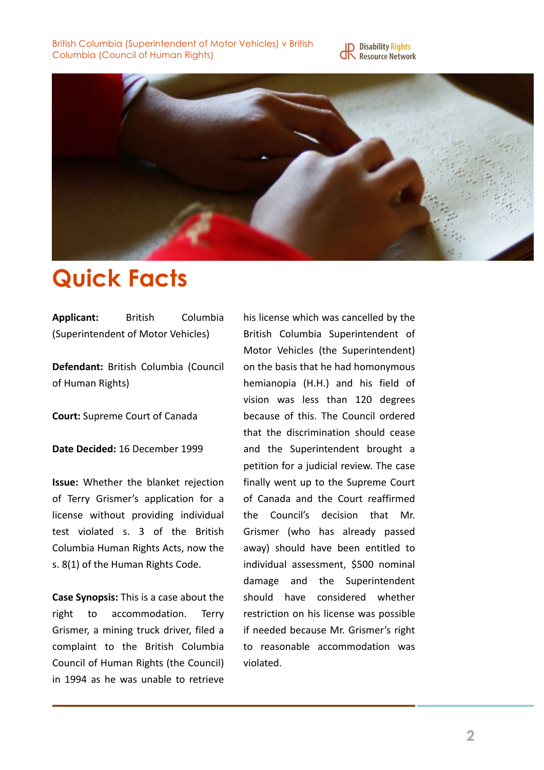# Quick Facts

**Applicant:** British Columbia (Superintendent of Motor Vehicles)

**Defendant:** British Columbia (Council of Human Rights)

**Court:** Supreme Court of Canada

**Date Decided:** 16 December 1999

**Issue:** Whether the blanket rejection of Terry Grismer's application for a license without providing individual test violated s. 3 of the British Columbia Human Rights Acts, now the s. 8(1) of the Human Rights Code.

**Case Synopsis:** This is a case about the right to accommodation. Terry Grismer, a mining truck driver, filed a complaint to the British Columbia Council of Human Rights (the Council) in 1994 as he was unable to retrieve his license which was cancelled by the British Columbia Superintendent of Motor Vehicles (the Superintendent) on the basis that he had homonymous hemianopia (H.H.) and his field of vision was less than 120 degrees because of this. The Council ordered that the discrimination should cease and the Superintendent brought a petition for a judicial review. The case finally went up to the Supreme Court of Canada and the Court reaffirmed the Council's decision that Mr. Grismer (who has already passed away) should have been entitled to individual assessment, $500 nominal damage and the Superintendent should have considered whether restriction on his license was possible if needed because Mr. Grismer's right to reasonable accommodation was violated.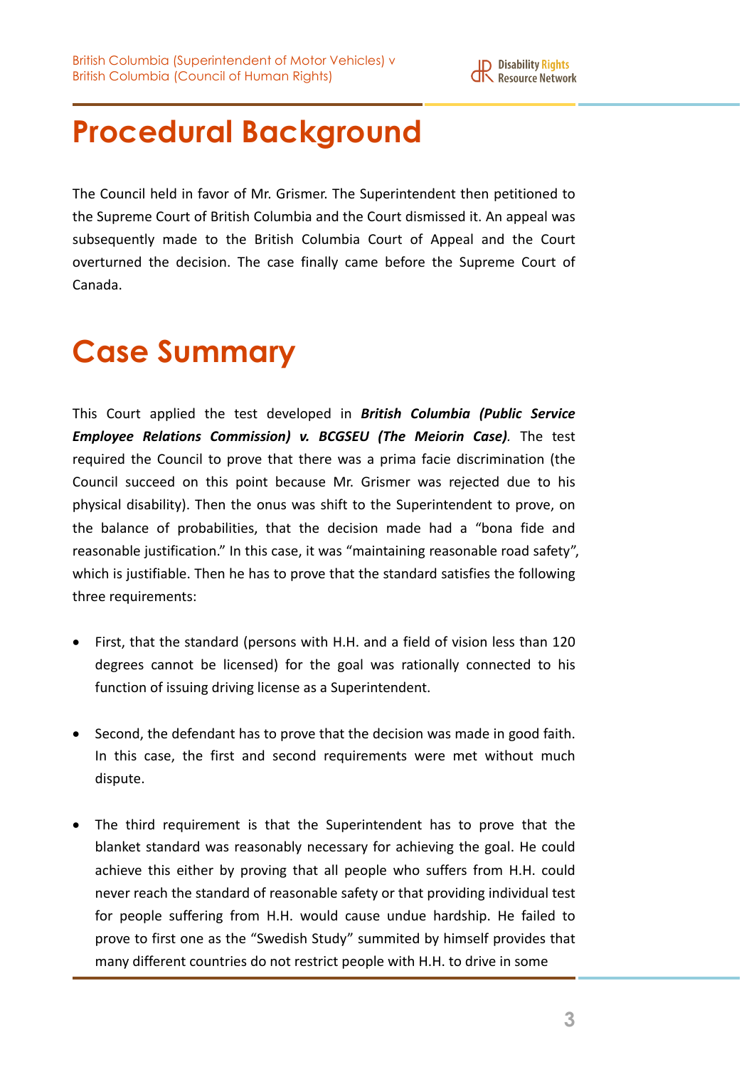# Procedural Background

The Council held in favor of Mr. Grismer. The Superintendent then petitioned to the Supreme Court of British Columbia and the Court dismissed it. An appeal was subsequently made to the British Columbia Court of Appeal and the Court overturned the decision. The case finally came before the Supreme Court of Canada.

# Case Summary

This Court applied the test developed in ***British Columbia (Public Service Employee Relations Commission) v. BCGSEU (The Meiorin Case)***. The test required the Council to prove that there was a prima facie discrimination (the Council succeed on this point because Mr. Grismer was rejected due to his physical disability). Then the onus was shift to the Superintendent to prove, on the balance of probabilities, that the decision made had a "bona fide and reasonable justification." In this case, it was "maintaining reasonable road safety", which is justifiable. Then he has to prove that the standard satisfies the following three requirements:

- First, that the standard (persons with H.H. and a field of vision less than 120 degrees cannot be licensed) for the goal was rationally connected to his function of issuing driving license as a Superintendent.
- Second, the defendant has to prove that the decision was made in good faith. In this case, the first and second requirements were met without much dispute.
- The third requirement is that the Superintendent has to prove that the blanket standard was reasonably necessary for achieving the goal. He could achieve this either by proving that all people who suffers from H.H. could never reach the standard of reasonable safety or that providing individual test for people suffering from H.H. would cause undue hardship. He failed to prove to first one as the "Swedish Study" summited by himself provides that many different countries do not restrict people with H.H. to drive in some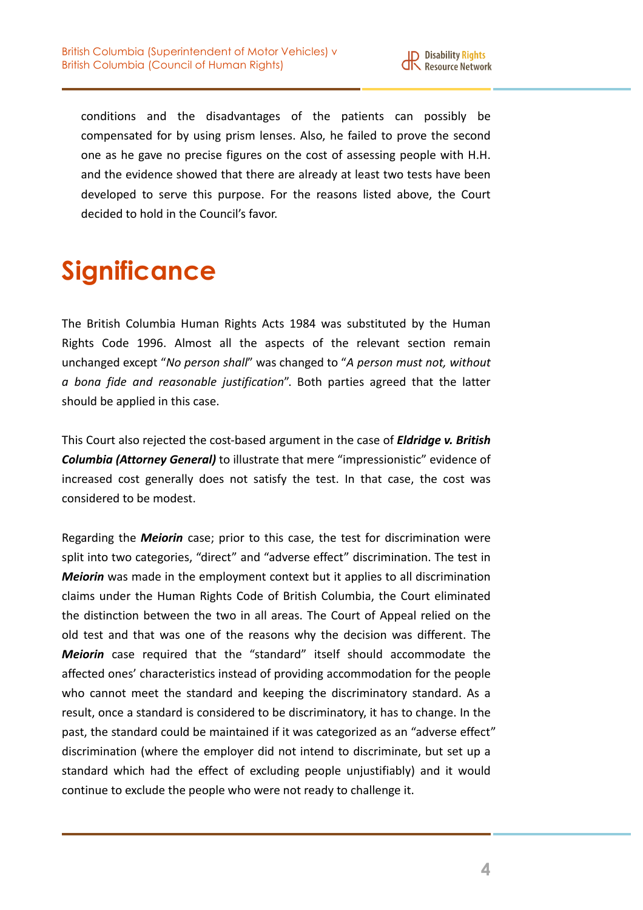conditions and the disadvantages of the patients can possibly be compensated for by using prism lenses. Also, he failed to prove the second one as he gave no precise figures on the cost of assessing people with H.H. and the evidence showed that there are already at least two tests have been developed to serve this purpose. For the reasons listed above, the Court decided to hold in the Council's favor.

# Significance

The British Columbia Human Rights Acts 1984 was substituted by the Human Rights Code 1996. Almost all the aspects of the relevant section remain unchanged except "*No person shall*" was changed to "*A person must not, without a bona fide and reasonable justification*". Both parties agreed that the latter should be applied in this case.

This Court also rejected the cost-based argument in the case of ***Eldridge v. British Columbia (Attorney General)*** to illustrate that mere "impressionistic" evidence of increased cost generally does not satisfy the test. In that case, the cost was considered to be modest.

Regarding the ***Meiorin*** case; prior to this case, the test for discrimination were split into two categories, "direct" and "adverse effect" discrimination. The test in ***Meiorin*** was made in the employment context but it applies to all discrimination claims under the Human Rights Code of British Columbia, the Court eliminated the distinction between the two in all areas. The Court of Appeal relied on the old test and that was one of the reasons why the decision was different. The ***Meiorin*** case required that the "standard" itself should accommodate the affected ones' characteristics instead of providing accommodation for the people who cannot meet the standard and keeping the discriminatory standard. As a result, once a standard is considered to be discriminatory, it has to change. In the past, the standard could be maintained if it was categorized as an "adverse effect" discrimination (where the employer did not intend to discriminate, but set up a standard which had the effect of excluding people unjustifiably) and it would continue to exclude the people who were not ready to challenge it.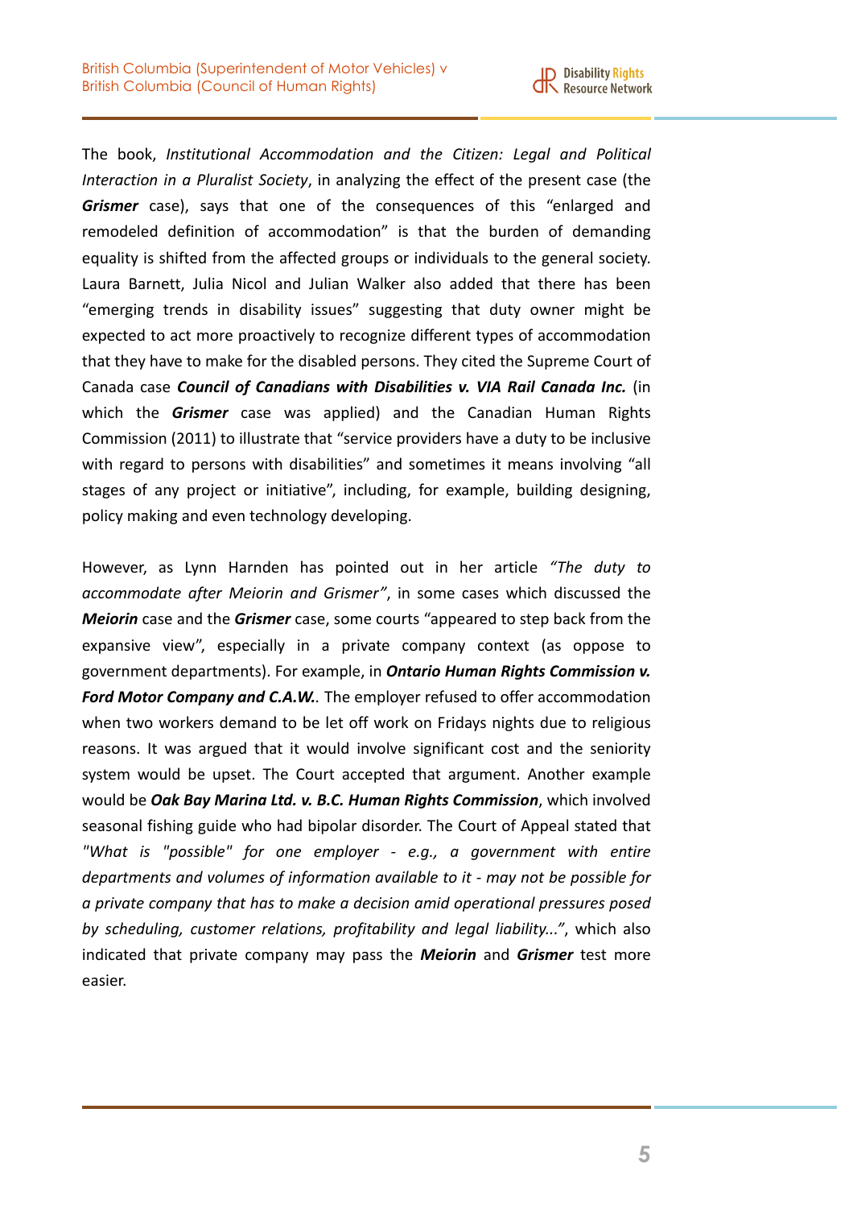The book, *Institutional Accommodation and the Citizen: Legal and Political Interaction in a Pluralist Society*, in analyzing the effect of the present case (the ***Grismer*** case), says that one of the consequences of this "enlarged and remodeled definition of accommodation" is that the burden of demanding equality is shifted from the affected groups or individuals to the general society. Laura Barnett, Julia Nicol and Julian Walker also added that there has been "emerging trends in disability issues" suggesting that duty owner might be expected to act more proactively to recognize different types of accommodation that they have to make for the disabled persons. They cited the Supreme Court of Canada case ***Council of Canadians with Disabilities v. VIA Rail Canada Inc.*** (in which the ***Grismer*** case was applied) and the Canadian Human Rights Commission (2011) to illustrate that "service providers have a duty to be inclusive with regard to persons with disabilities" and sometimes it means involving "all stages of any project or initiative", including, for example, building designing, policy making and even technology developing.

However, as Lynn Harnden has pointed out in her article *"The duty to accommodate after Meiorin and Grismer"*, in some cases which discussed the ***Meiorin*** case and the ***Grismer*** case, some courts "appeared to step back from the expansive view", especially in a private company context (as oppose to government departments). For example, in ***Ontario Human Rights Commission v. Ford Motor Company and C.A.W.***. The employer refused to offer accommodation when two workers demand to be let off work on Fridays nights due to religious reasons. It was argued that it would involve significant cost and the seniority system would be upset. The Court accepted that argument. Another example would be ***Oak Bay Marina Ltd. v. B.C. Human Rights Commission***, which involved seasonal fishing guide who had bipolar disorder. The Court of Appeal stated that *"What is "possible" for one employer - e.g., a government with entire departments and volumes of information available to it - may not be possible for a private company that has to make a decision amid operational pressures posed by scheduling, customer relations, profitability and legal liability..."*, which also indicated that private company may pass the ***Meiorin*** and ***Grismer*** test more easier.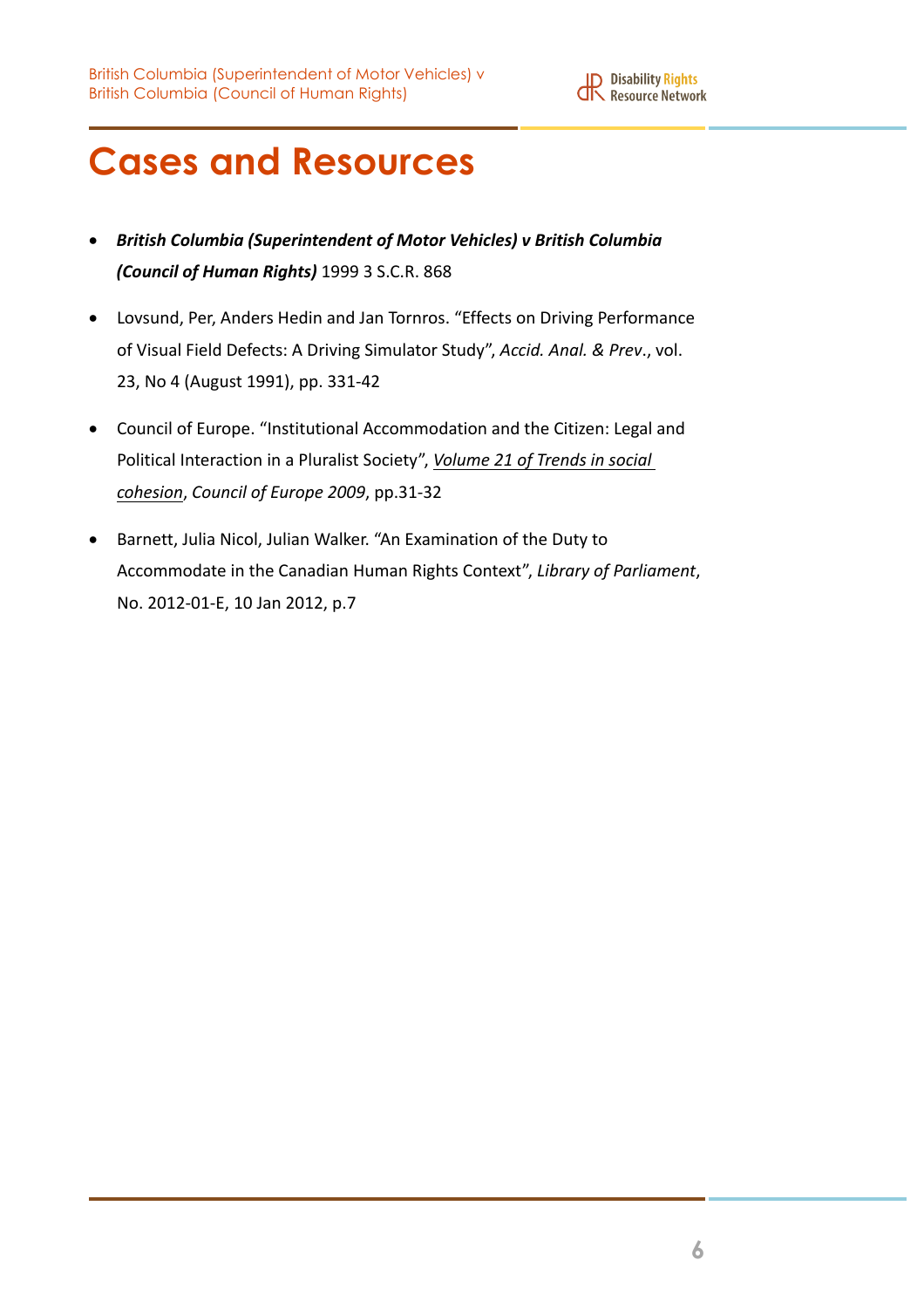# Cases and Resources

- ***British Columbia (Superintendent of Motor Vehicles) v British Columbia (Council of Human Rights)*** 1999 3 S.C.R. 868
- Lovsund, Per, Anders Hedin and Jan Tornros. "Effects on Driving Performance of Visual Field Defects: A Driving Simulator Study", *Accid. Anal. & Prev*., vol. 23, No 4 (August 1991), pp. 331-42
- Council of Europe. "Institutional Accommodation and the Citizen: Legal and Political Interaction in a Pluralist Society", *Volume 21 of Trends in social cohesion*, *Council of Europe 2009*, pp.31-32
- Barnett, Julia Nicol, Julian Walker. "An Examination of the Duty to Accommodate in the Canadian Human Rights Context", *Library of Parliament*, No. 2012-01-E, 10 Jan 2012, p.7